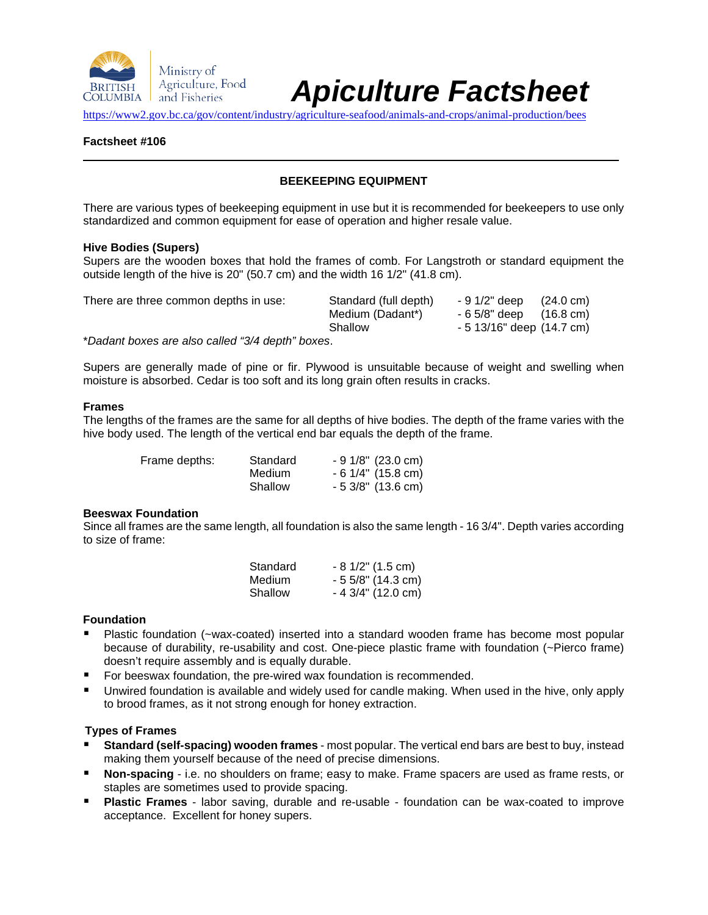Ministry of Agriculture, Food and Fisheries

# *Apiculture Factsheet*

https://www2.gov.bc.ca/gov/content/industry/agriculture-seafood/animals-and-crops/animal-production/bees

**Factsheet #106**

---

## BEEKEEPING EQUIPMENT

There are various types of beekeeping equipment in use but it is recommended for beekeepers to use only standardized and common equipment for ease of operation and higher resale value.

### Hive Bodies (Supers)

Supers are the wooden boxes that hold the frames of comb. For Langstroth or standard equipment the outside length of the hive is 20" (50.7 cm) and the width 16 1/2" (41.8 cm).

| There are three common depths in use: | | | |
|---|---|---|---|
| | Standard (full depth) | - 9 1/2" deep | (24.0 cm) |
| | Medium (Dadant*) | - 6 5/8" deep | (16.8 cm) |
| | Shallow | - 5 13/16" deep | (14.7 cm) |

**Dadant boxes are also called "3/4 depth" boxes*.

Supers are generally made of pine or fir. Plywood is unsuitable because of weight and swelling when moisture is absorbed. Cedar is too soft and its long grain often results in cracks.

### Frames

The lengths of the frames are the same for all depths of hive bodies. The depth of the frame varies with the hive body used. The length of the vertical end bar equals the depth of the frame.

| Frame depths: | | |
|---|---|---|
| | Standard | - 9 1/8" (23.0 cm) |
| | Medium | - 6 1/4" (15.8 cm) |
| | Shallow | - 5 3/8" (13.6 cm) |

### Beeswax Foundation

Since all frames are the same length, all foundation is also the same length - 16 3/4". Depth varies according to size of frame:

| | |
|---|---|
| Standard | - 8 1/2" (1.5 cm) |
| Medium | - 5 5/8" (14.3 cm) |
| Shallow | - 4 3/4" (12.0 cm) |

### Foundation

- Plastic foundation (~wax-coated) inserted into a standard wooden frame has become most popular because of durability, re-usability and cost. One-piece plastic frame with foundation (~Pierco frame) doesn't require assembly and is equally durable.
- For beeswax foundation, the pre-wired wax foundation is recommended.
- Unwired foundation is available and widely used for candle making. When used in the hive, only apply to brood frames, as it not strong enough for honey extraction.

### Types of Frames

- **Standard (self-spacing) wooden frames** - most popular. The vertical end bars are best to buy, instead making them yourself because of the need of precise dimensions.
- **Non-spacing** - i.e. no shoulders on frame; easy to make. Frame spacers are used as frame rests, or staples are sometimes used to provide spacing.
- **Plastic Frames** - labor saving, durable and re-usable - foundation can be wax-coated to improve acceptance. Excellent for honey supers.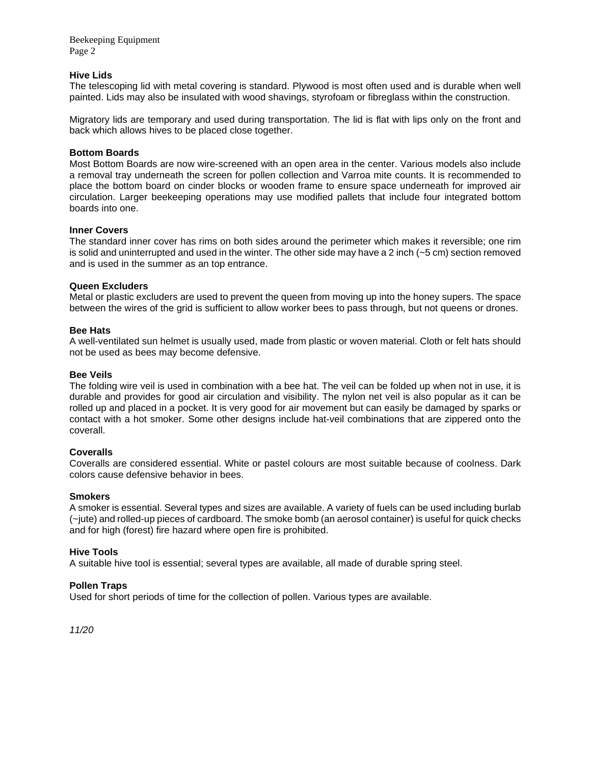### Hive Lids

The telescoping lid with metal covering is standard. Plywood is most often used and is durable when well painted. Lids may also be insulated with wood shavings, styrofoam or fibreglass within the construction.

Migratory lids are temporary and used during transportation. The lid is flat with lips only on the front and back which allows hives to be placed close together.

### Bottom Boards

Most Bottom Boards are now wire-screened with an open area in the center. Various models also include a removal tray underneath the screen for pollen collection and Varroa mite counts. It is recommended to place the bottom board on cinder blocks or wooden frame to ensure space underneath for improved air circulation. Larger beekeeping operations may use modified pallets that include four integrated bottom boards into one.

### Inner Covers

The standard inner cover has rims on both sides around the perimeter which makes it reversible; one rim is solid and uninterrupted and used in the winter. The other side may have a 2 inch (~5 cm) section removed and is used in the summer as an top entrance.

### Queen Excluders

Metal or plastic excluders are used to prevent the queen from moving up into the honey supers. The space between the wires of the grid is sufficient to allow worker bees to pass through, but not queens or drones.

### Bee Hats

A well-ventilated sun helmet is usually used, made from plastic or woven material. Cloth or felt hats should not be used as bees may become defensive.

### Bee Veils

The folding wire veil is used in combination with a bee hat. The veil can be folded up when not in use, it is durable and provides for good air circulation and visibility. The nylon net veil is also popular as it can be rolled up and placed in a pocket. It is very good for air movement but can easily be damaged by sparks or contact with a hot smoker. Some other designs include hat-veil combinations that are zippered onto the coverall.

### Coveralls

Coveralls are considered essential. White or pastel colours are most suitable because of coolness. Dark colors cause defensive behavior in bees.

### Smokers

A smoker is essential. Several types and sizes are available. A variety of fuels can be used including burlab (~jute) and rolled-up pieces of cardboard. The smoke bomb (an aerosol container) is useful for quick checks and for high (forest) fire hazard where open fire is prohibited.

### Hive Tools

A suitable hive tool is essential; several types are available, all made of durable spring steel.

### Pollen Traps

Used for short periods of time for the collection of pollen. Various types are available.

*11/20*